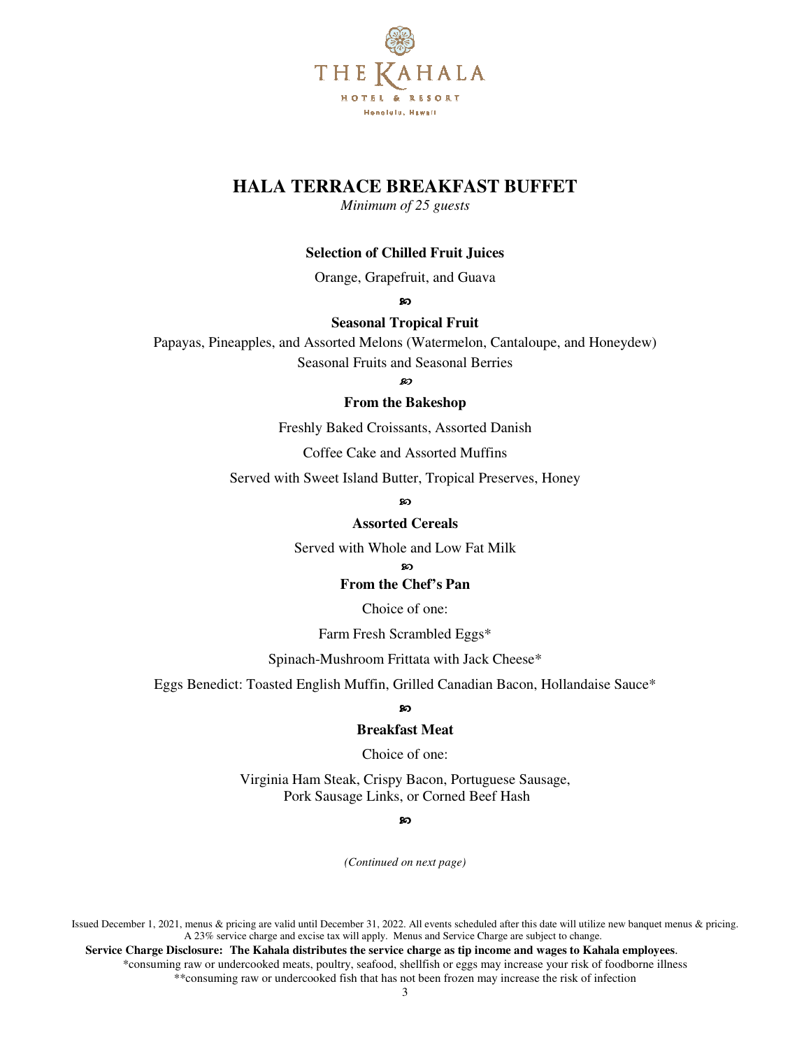THE KAHALA
HOTEL & RESORT
Honolulu, Hawaii

# HALA TERRACE BREAKFAST BUFFET

*Minimum of 25 guests*

**Selection of Chilled Fruit Juices**

Orange, Grapefruit, and Guava

℘

**Seasonal Tropical Fruit**

Papayas, Pineapples, and Assorted Melons (Watermelon, Cantaloupe, and Honeydew)

Seasonal Fruits and Seasonal Berries

℘

**From the Bakeshop**

Freshly Baked Croissants, Assorted Danish

Coffee Cake and Assorted Muffins

Served with Sweet Island Butter, Tropical Preserves, Honey

℘

**Assorted Cereals**

Served with Whole and Low Fat Milk

℘

**From the Chef's Pan**

Choice of one:

Farm Fresh Scrambled Eggs*

Spinach-Mushroom Frittata with Jack Cheese*

Eggs Benedict: Toasted English Muffin, Grilled Canadian Bacon, Hollandaise Sauce*

℘

**Breakfast Meat**

Choice of one:

Virginia Ham Steak, Crispy Bacon, Portuguese Sausage,
Pork Sausage Links, or Corned Beef Hash

℘

*(Continued on next page)*

Issued December 1, 2021, menus & pricing are valid until December 31, 2022. All events scheduled after this date will utilize new banquet menus & pricing. A 23% service charge and excise tax will apply. Menus and Service Charge are subject to change.

**Service Charge Disclosure: The Kahala distributes the service charge as tip income and wages to Kahala employees**.

*consuming raw or undercooked meats, poultry, seafood, shellfish or eggs may increase your risk of foodborne illness

**consuming raw or undercooked fish that has not been frozen may increase the risk of infection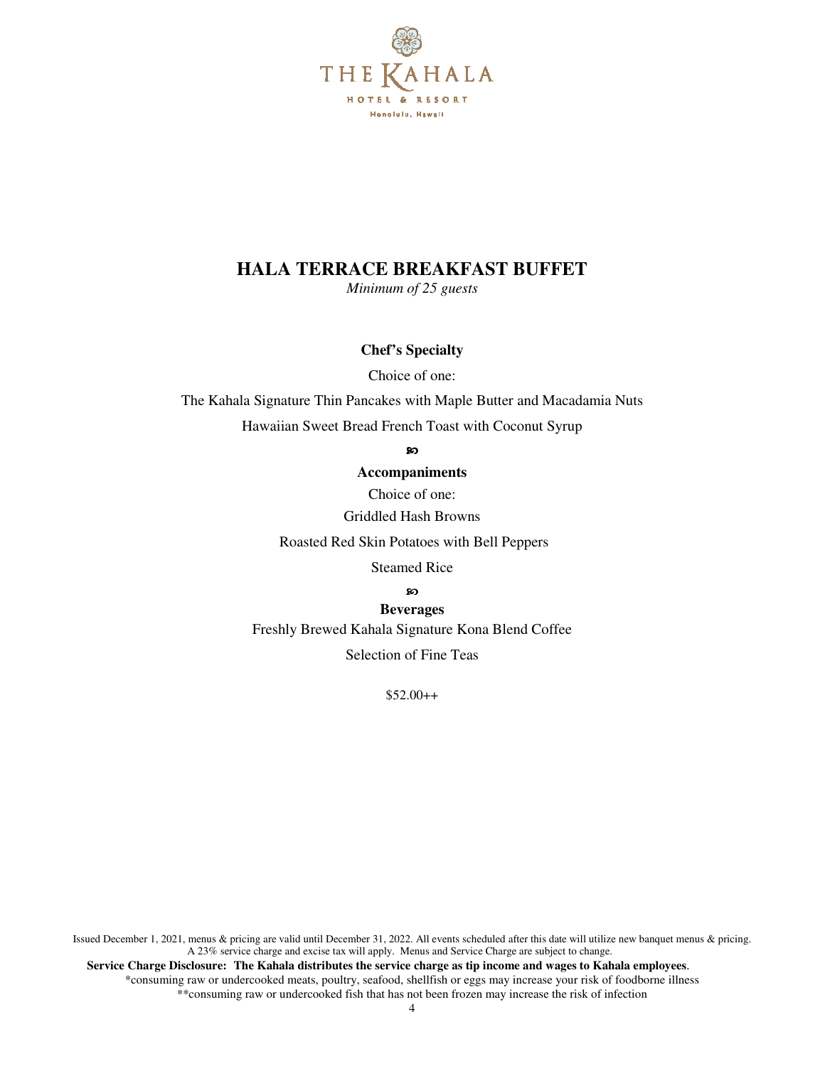THE KAHALA

HOTEL & RESORT

Honolulu, Hawaii

# HALA TERRACE BREAKFAST BUFFET

*Minimum of 25 guests*

**Chef's Specialty**

Choice of one:

The Kahala Signature Thin Pancakes with Maple Butter and Macadamia Nuts

Hawaiian Sweet Bread French Toast with Coconut Syrup

ꕥ

**Accompaniments**

Choice of one:

Griddled Hash Browns

Roasted Red Skin Potatoes with Bell Peppers

Steamed Rice

ꕥ

**Beverages**

Freshly Brewed Kahala Signature Kona Blend Coffee

Selection of Fine Teas

$52.00++

Issued December 1, 2021, menus & pricing are valid until December 31, 2022. All events scheduled after this date will utilize new banquet menus & pricing. A 23% service charge and excise tax will apply. Menus and Service Charge are subject to change.

**Service Charge Disclosure: The Kahala distributes the service charge as tip income and wages to Kahala employees**.

*consuming raw or undercooked meats, poultry, seafood, shellfish or eggs may increase your risk of foodborne illness

**consuming raw or undercooked fish that has not been frozen may increase the risk of infection